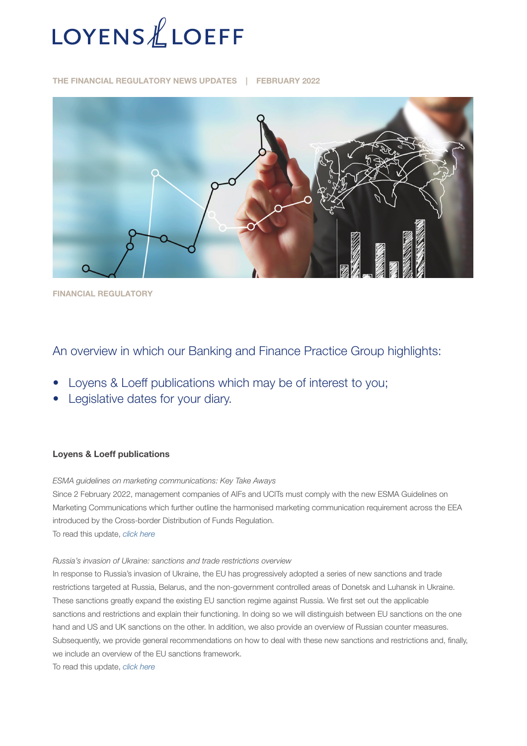# LOYENS & LOEFF

THE FINANCIAL REGULATORY NEWS UPDATES | FEBRUARY 2022

FINANCIAL REGULATORY

## An overview in which our Banking and Finance Practice Group highlights:

- Loyens & Loeff publications which may be of interest to you;
- Legislative dates for your diary.

### Loyens & Loeff publications

*ESMA guidelines on marketing communications: Key Take Aways*

Since 2 February 2022, management companies of AIFs and UCITs must comply with the new ESMA Guidelines on Marketing Communications which further outline the harmonised marketing communication requirement across the EEA introduced by the Cross-border Distribution of Funds Regulation.

To read this update, *click here*

*Russia's invasion of Ukraine: sanctions and trade restrictions overview*

In response to Russia's invasion of Ukraine, the EU has progressively adopted a series of new sanctions and trade restrictions targeted at Russia, Belarus, and the non-government controlled areas of Donetsk and Luhansk in Ukraine. These sanctions greatly expand the existing EU sanction regime against Russia. We first set out the applicable sanctions and restrictions and explain their functioning. In doing so we will distinguish between EU sanctions on the one hand and US and UK sanctions on the other. In addition, we also provide an overview of Russian counter measures. Subsequently, we provide general recommendations on how to deal with these new sanctions and restrictions and, finally, we include an overview of the EU sanctions framework.

To read this update, *click here*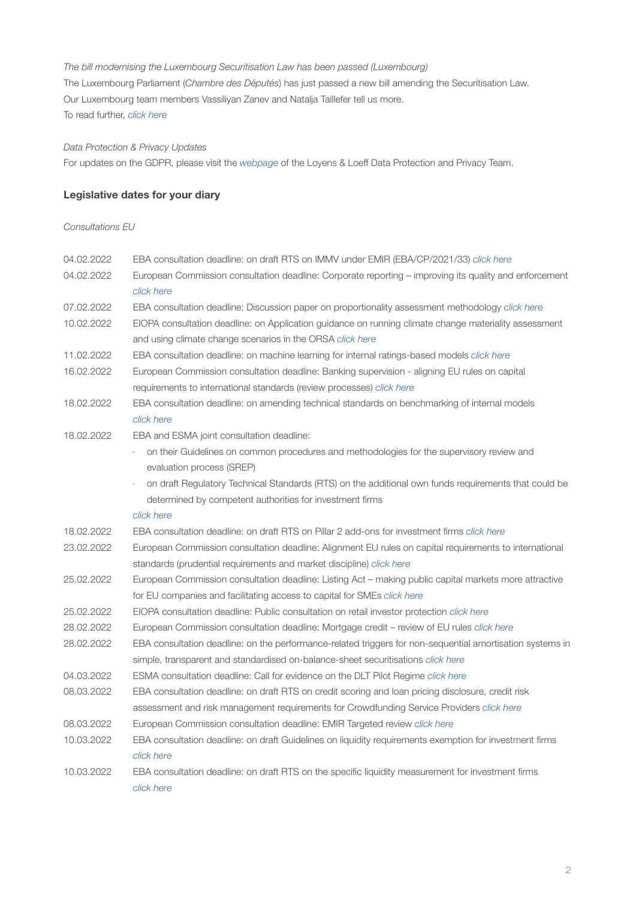*The bill modernising the Luxembourg Securitisation Law has been passed (Luxembourg)*

The Luxembourg Parliament (*Chambre des Députés*) has just passed a new bill amending the Securitisation Law.
Our Luxembourg team members Vassiliyan Zanev and Natalja Taillefer tell us more.
To read further, *click here*

*Data Protection & Privacy Updates*

For updates on the GDPR, please visit the *webpage* of the Loyens & Loeff Data Protection and Privacy Team.

## Legislative dates for your diary

*Consultations EU*

| | |
|---|---|
| 04.02.2022 | EBA consultation deadline: on draft RTS on IMMV under EMIR (EBA/CP/2021/33) *click here* |
| 04.02.2022 | European Commission consultation deadline: Corporate reporting – improving its quality and enforcement *click here* |
| 07.02.2022 | EBA consultation deadline: Discussion paper on proportionality assessment methodology *click here* |
| 10.02.2022 | EIOPA consultation deadline: on Application guidance on running climate change materiality assessment and using climate change scenarios in the ORSA *click here* |
| 11.02.2022 | EBA consultation deadline: on machine learning for internal ratings-based models *click here* |
| 16.02.2022 | European Commission consultation deadline: Banking supervision - aligning EU rules on capital requirements to international standards (review processes) *click here* |
| 18.02.2022 | EBA consultation deadline: on amending technical standards on benchmarking of internal models *click here* |
| 18.02.2022 | EBA and ESMA joint consultation deadline:<br>- on their Guidelines on common procedures and methodologies for the supervisory review and evaluation process (SREP)<br>- on draft Regulatory Technical Standards (RTS) on the additional own funds requirements that could be determined by competent authorities for investment firms<br>*click here* |
| 18.02.2022 | EBA consultation deadline: on draft RTS on Pillar 2 add-ons for investment firms *click here* |
| 23.02.2022 | European Commission consultation deadline: Alignment EU rules on capital requirements to international standards (prudential requirements and market discipline) *click here* |
| 25.02.2022 | European Commission consultation deadline: Listing Act – making public capital markets more attractive for EU companies and facilitating access to capital for SMEs *click here* |
| 25.02.2022 | EIOPA consultation deadline: Public consultation on retail investor protection *click here* |
| 28.02.2022 | European Commission consultation deadline: Mortgage credit – review of EU rules *click here* |
| 28.02.2022 | EBA consultation deadline: on the performance-related triggers for non-sequential amortisation systems in simple, transparent and standardised on-balance-sheet securitisations *click here* |
| 04.03.2022 | ESMA consultation deadline: Call for evidence on the DLT Pilot Regime *click here* |
| 08.03.2022 | EBA consultation deadline: on draft RTS on credit scoring and loan pricing disclosure, credit risk assessment and risk management requirements for Crowdfunding Service Providers *click here* |
| 08.03.2022 | European Commission consultation deadline: EMIR Targeted review *click here* |
| 10.03.2022 | EBA consultation deadline: on draft Guidelines on liquidity requirements exemption for investment firms *click here* |
| 10.03.2022 | EBA consultation deadline: on draft RTS on the specific liquidity measurement for investment firms *click here* |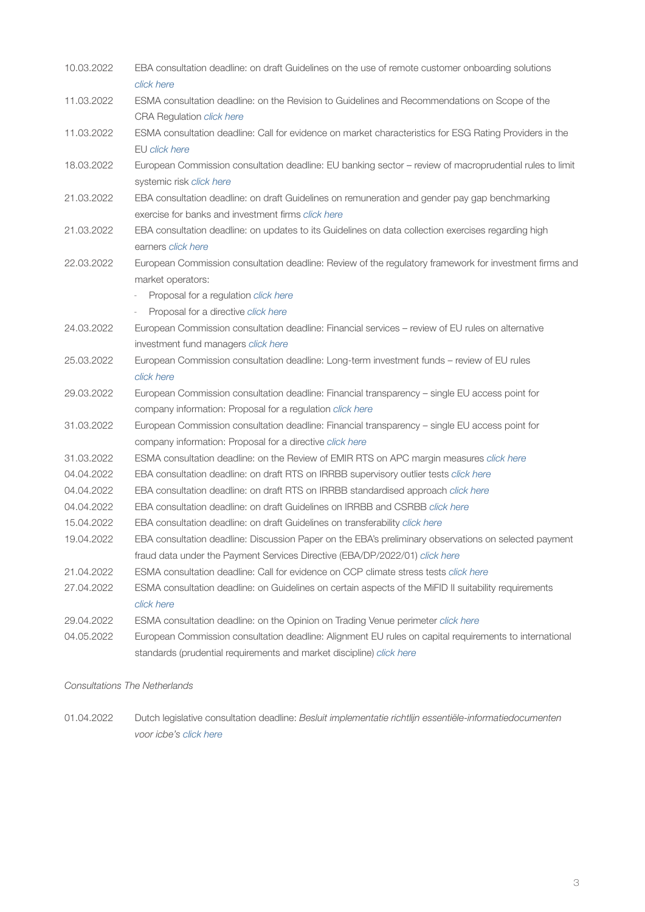| | |
|---|---|
| 10.03.2022 | EBA consultation deadline: on draft Guidelines on the use of remote customer onboarding solutions *click here* |
| 11.03.2022 | ESMA consultation deadline: on the Revision to Guidelines and Recommendations on Scope of the CRA Regulation *click here* |
| 11.03.2022 | ESMA consultation deadline: Call for evidence on market characteristics for ESG Rating Providers in the EU *click here* |
| 18.03.2022 | European Commission consultation deadline: EU banking sector – review of macroprudential rules to limit systemic risk *click here* |
| 21.03.2022 | EBA consultation deadline: on draft Guidelines on remuneration and gender pay gap benchmarking exercise for banks and investment firms *click here* |
| 21.03.2022 | EBA consultation deadline: on updates to its Guidelines on data collection exercises regarding high earners *click here* |
| 22.03.2022 | European Commission consultation deadline: Review of the regulatory framework for investment firms and market operators:<br>- Proposal for a regulation *click here*<br>- Proposal for a directive *click here* |
| 24.03.2022 | European Commission consultation deadline: Financial services – review of EU rules on alternative investment fund managers *click here* |
| 25.03.2022 | European Commission consultation deadline: Long-term investment funds – review of EU rules *click here* |
| 29.03.2022 | European Commission consultation deadline: Financial transparency – single EU access point for company information: Proposal for a regulation *click here* |
| 31.03.2022 | European Commission consultation deadline: Financial transparency – single EU access point for company information: Proposal for a directive *click here* |
| 31.03.2022 | ESMA consultation deadline: on the Review of EMIR RTS on APC margin measures *click here* |
| 04.04.2022 | EBA consultation deadline: on draft RTS on IRRBB supervisory outlier tests *click here* |
| 04.04.2022 | EBA consultation deadline: on draft RTS on IRRBB standardised approach *click here* |
| 04.04.2022 | EBA consultation deadline: on draft Guidelines on IRRBB and CSRBB *click here* |
| 15.04.2022 | EBA consultation deadline: on draft Guidelines on transferability *click here* |
| 19.04.2022 | EBA consultation deadline: Discussion Paper on the EBA's preliminary observations on selected payment fraud data under the Payment Services Directive (EBA/DP/2022/01) *click here* |
| 21.04.2022 | ESMA consultation deadline: Call for evidence on CCP climate stress tests *click here* |
| 27.04.2022 | ESMA consultation deadline: on Guidelines on certain aspects of the MiFID II suitability requirements *click here* |
| 29.04.2022 | ESMA consultation deadline: on the Opinion on Trading Venue perimeter *click here* |
| 04.05.2022 | European Commission consultation deadline: Alignment EU rules on capital requirements to international standards (prudential requirements and market discipline) *click here* |

*Consultations The Netherlands*

| | |
|---|---|
| 01.04.2022 | Dutch legislative consultation deadline: *Besluit implementatie richtlijn essentiële-informatiedocumenten voor icbe's* *click here* |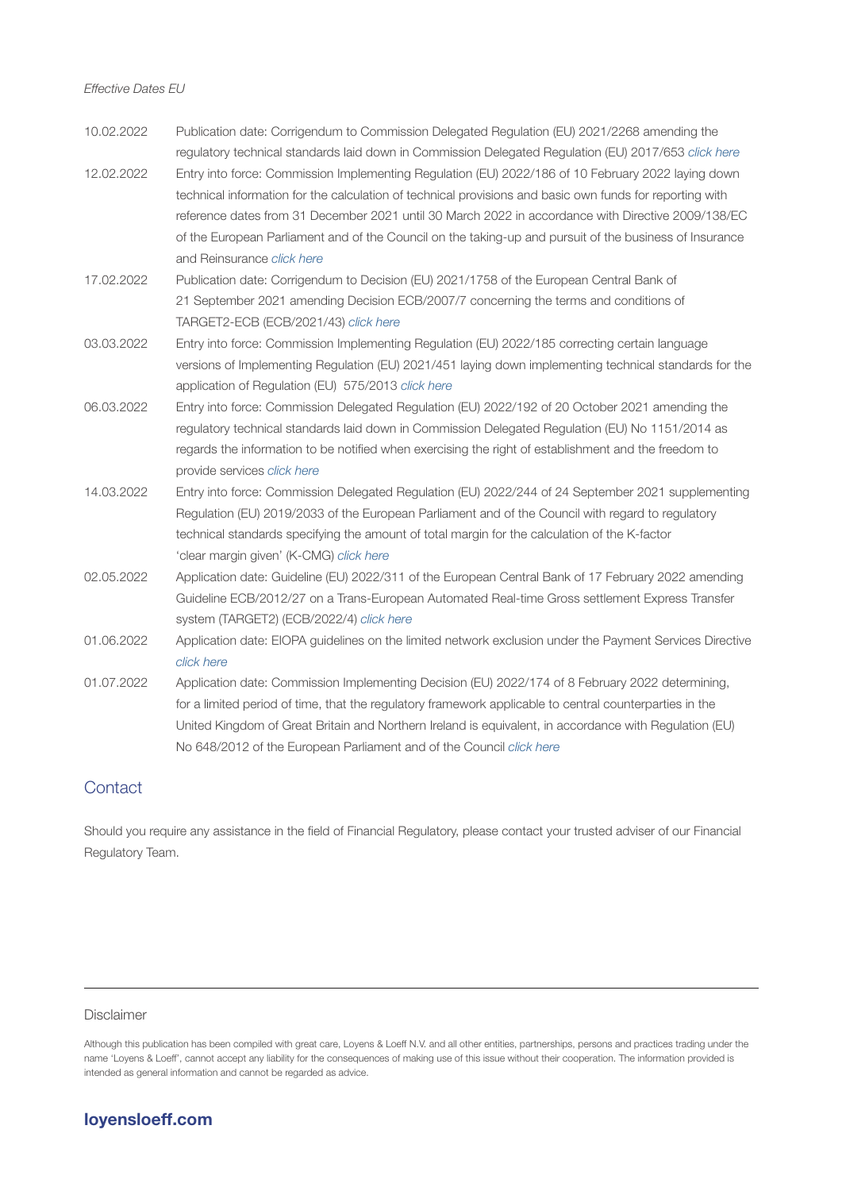*Effective Dates EU*

| | |
|---|---|
| 10.02.2022 | Publication date: Corrigendum to Commission Delegated Regulation (EU) 2021/2268 amending the regulatory technical standards laid down in Commission Delegated Regulation (EU) 2017/653 *click here* |
| 12.02.2022 | Entry into force: Commission Implementing Regulation (EU) 2022/186 of 10 February 2022 laying down technical information for the calculation of technical provisions and basic own funds for reporting with reference dates from 31 December 2021 until 30 March 2022 in accordance with Directive 2009/138/EC of the European Parliament and of the Council on the taking-up and pursuit of the business of Insurance and Reinsurance *click here* |
| 17.02.2022 | Publication date: Corrigendum to Decision (EU) 2021/1758 of the European Central Bank of 21 September 2021 amending Decision ECB/2007/7 concerning the terms and conditions of TARGET2-ECB (ECB/2021/43) *click here* |
| 03.03.2022 | Entry into force: Commission Implementing Regulation (EU) 2022/185 correcting certain language versions of Implementing Regulation (EU) 2021/451 laying down implementing technical standards for the application of Regulation (EU) 575/2013 *click here* |
| 06.03.2022 | Entry into force: Commission Delegated Regulation (EU) 2022/192 of 20 October 2021 amending the regulatory technical standards laid down in Commission Delegated Regulation (EU) No 1151/2014 as regards the information to be notified when exercising the right of establishment and the freedom to provide services *click here* |
| 14.03.2022 | Entry into force: Commission Delegated Regulation (EU) 2022/244 of 24 September 2021 supplementing Regulation (EU) 2019/2033 of the European Parliament and of the Council with regard to regulatory technical standards specifying the amount of total margin for the calculation of the K-factor 'clear margin given' (K-CMG) *click here* |
| 02.05.2022 | Application date: Guideline (EU) 2022/311 of the European Central Bank of 17 February 2022 amending Guideline ECB/2012/27 on a Trans-European Automated Real-time Gross settlement Express Transfer system (TARGET2) (ECB/2022/4) *click here* |
| 01.06.2022 | Application date: EIOPA guidelines on the limited network exclusion under the Payment Services Directive *click here* |
| 01.07.2022 | Application date: Commission Implementing Decision (EU) 2022/174 of 8 February 2022 determining, for a limited period of time, that the regulatory framework applicable to central counterparties in the United Kingdom of Great Britain and Northern Ireland is equivalent, in accordance with Regulation (EU) No 648/2012 of the European Parliament and of the Council *click here* |

## Contact

Should you require any assistance in the field of Financial Regulatory, please contact your trusted adviser of our Financial Regulatory Team.

---

Disclaimer

Although this publication has been compiled with great care, Loyens & Loeff N.V. and all other entities, partnerships, persons and practices trading under the name 'Loyens & Loeff', cannot accept any liability for the consequences of making use of this issue without their cooperation. The information provided is intended as general information and cannot be regarded as advice.

**loyensloeff.com**